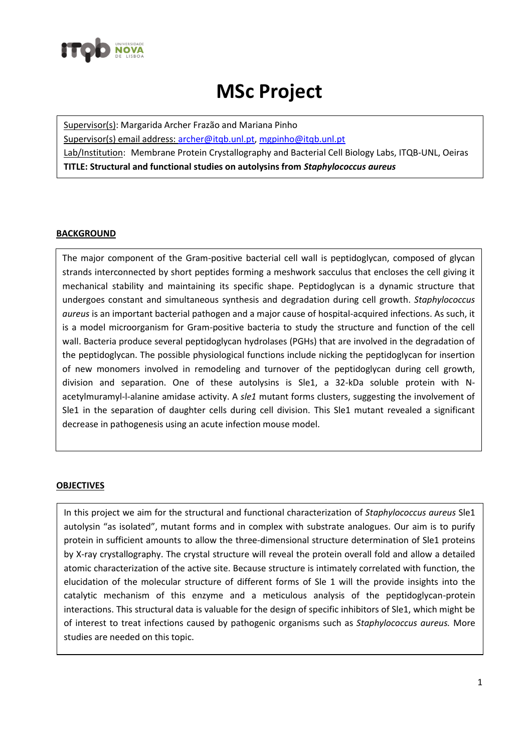# MSc Project

Supervisor(s): Margarida Archer Frazão and Mariana Pinho
Supervisor(s) email address: archer@itqb.unl.pt, mgpinho@itqb.unl.pt
Lab/Institution: Membrane Protein Crystallography and Bacterial Cell Biology Labs, ITQB-UNL, Oeiras
**TITLE: Structural and functional studies on autolysins from *Staphylococcus aureus***

## BACKGROUND

The major component of the Gram-positive bacterial cell wall is peptidoglycan, composed of glycan strands interconnected by short peptides forming a meshwork sacculus that encloses the cell giving it mechanical stability and maintaining its specific shape. Peptidoglycan is a dynamic structure that undergoes constant and simultaneous synthesis and degradation during cell growth. *Staphylococcus aureus* is an important bacterial pathogen and a major cause of hospital-acquired infections. As such, it is a model microorganism for Gram-positive bacteria to study the structure and function of the cell wall. Bacteria produce several peptidoglycan hydrolases (PGHs) that are involved in the degradation of the peptidoglycan. The possible physiological functions include nicking the peptidoglycan for insertion of new monomers involved in remodeling and turnover of the peptidoglycan during cell growth, division and separation. One of these autolysins is Sle1, a 32-kDa soluble protein with N-acetylmuramyl-l-alanine amidase activity. A *sle1* mutant forms clusters, suggesting the involvement of Sle1 in the separation of daughter cells during cell division. This Sle1 mutant revealed a significant decrease in pathogenesis using an acute infection mouse model.

## OBJECTIVES

In this project we aim for the structural and functional characterization of *Staphylococcus aureus* Sle1 autolysin "as isolated", mutant forms and in complex with substrate analogues. Our aim is to purify protein in sufficient amounts to allow the three-dimensional structure determination of Sle1 proteins by X-ray crystallography. The crystal structure will reveal the protein overall fold and allow a detailed atomic characterization of the active site. Because structure is intimately correlated with function, the elucidation of the molecular structure of different forms of Sle 1 will the provide insights into the catalytic mechanism of this enzyme and a meticulous analysis of the peptidoglycan-protein interactions. This structural data is valuable for the design of specific inhibitors of Sle1, which might be of interest to treat infections caused by pathogenic organisms such as *Staphylococcus aureus.* More studies are needed on this topic.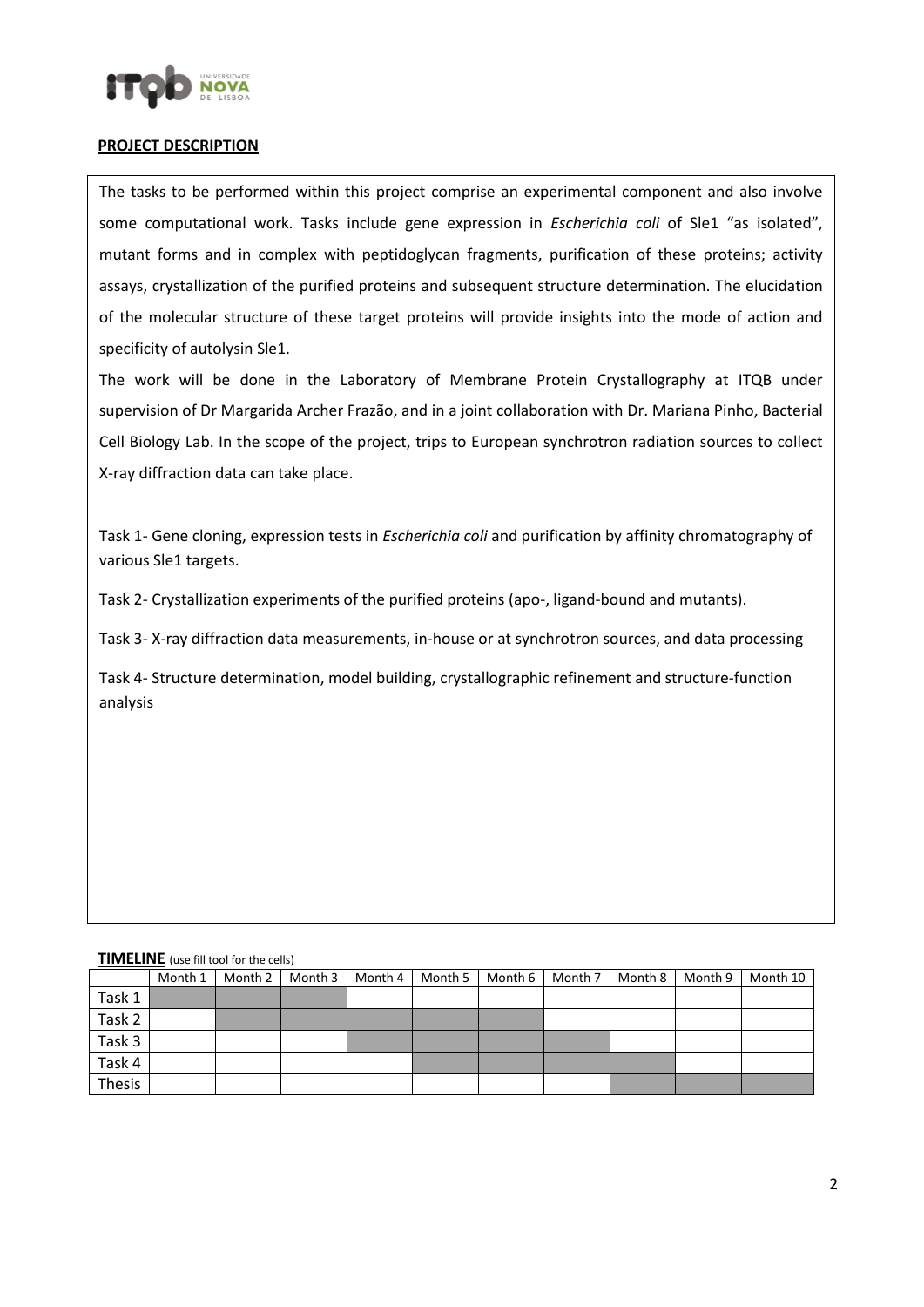**PROJECT DESCRIPTION**

The tasks to be performed within this project comprise an experimental component and also involve some computational work. Tasks include gene expression in *Escherichia coli* of Sle1 "as isolated", mutant forms and in complex with peptidoglycan fragments, purification of these proteins; activity assays, crystallization of the purified proteins and subsequent structure determination. The elucidation of the molecular structure of these target proteins will provide insights into the mode of action and specificity of autolysin Sle1.

The work will be done in the Laboratory of Membrane Protein Crystallography at ITQB under supervision of Dr Margarida Archer Frazão, and in a joint collaboration with Dr. Mariana Pinho, Bacterial Cell Biology Lab. In the scope of the project, trips to European synchrotron radiation sources to collect X-ray diffraction data can take place.

Task 1- Gene cloning, expression tests in *Escherichia coli* and purification by affinity chromatography of various Sle1 targets.

Task 2- Crystallization experiments of the purified proteins (apo-, ligand-bound and mutants).

Task 3- X-ray diffraction data measurements, in-house or at synchrotron sources, and data processing

Task 4- Structure determination, model building, crystallographic refinement and structure-function analysis

**TIMELINE** (use fill tool for the cells)

| | Month 1 | Month 2 | Month 3 | Month 4 | Month 5 | Month 6 | Month 7 | Month 8 | Month 9 | Month 10 |
|---|---|---|---|---|---|---|---|---|---|---|
| Task 1 | ■ | ■ | ■ | | | | | | | |
| Task 2 | | ■ | ■ | ■ | ■ | ■ | | | | |
| Task 3 | | | | ■ | ■ | ■ | ■ | | | |
| Task 4 | | | | | ■ | ■ | ■ | ■ | | |
| Thesis | | | | | | | | ■ | ■ | ■ |